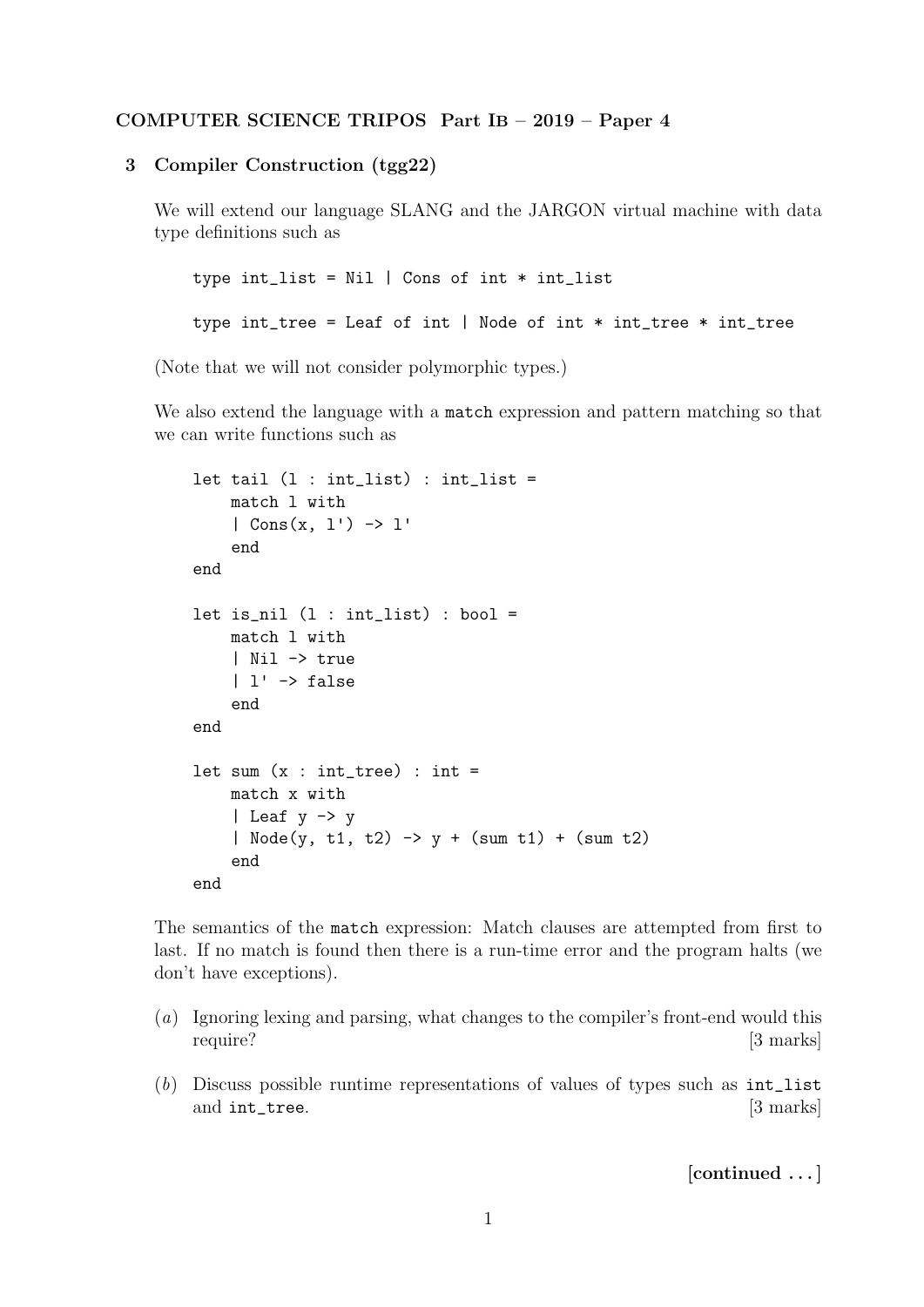**COMPUTER SCIENCE TRIPOS Part IB – 2019 – Paper 4**

**3 Compiler Construction (tgg22)**

We will extend our language SLANG and the JARGON virtual machine with data type definitions such as

```
type int_list = Nil | Cons of int * int_list

type int_tree = Leaf of int | Node of int * int_tree * int_tree
```

(Note that we will not consider polymorphic types.)

We also extend the language with a `match` expression and pattern matching so that we can write functions such as

```
let tail (l : int_list) : int_list =
    match l with
    | Cons(x, l') -> l'
    end
end

let is_nil (l : int_list) : bool =
    match l with
    | Nil -> true
    | l' -> false
    end
end

let sum (x : int_tree) : int =
    match x with
    | Leaf y -> y
    | Node(y, t1, t2) -> y + (sum t1) + (sum t2)
    end
end
```

The semantics of the `match` expression: Match clauses are attempted from first to last. If no match is found then there is a run-time error and the program halts (we don't have exceptions).

(*a*) Ignoring lexing and parsing, what changes to the compiler's front-end would this require? [3 marks]

(*b*) Discuss possible runtime representations of values of types such as `int_list` and `int_tree`. [3 marks]

**[continued ...]**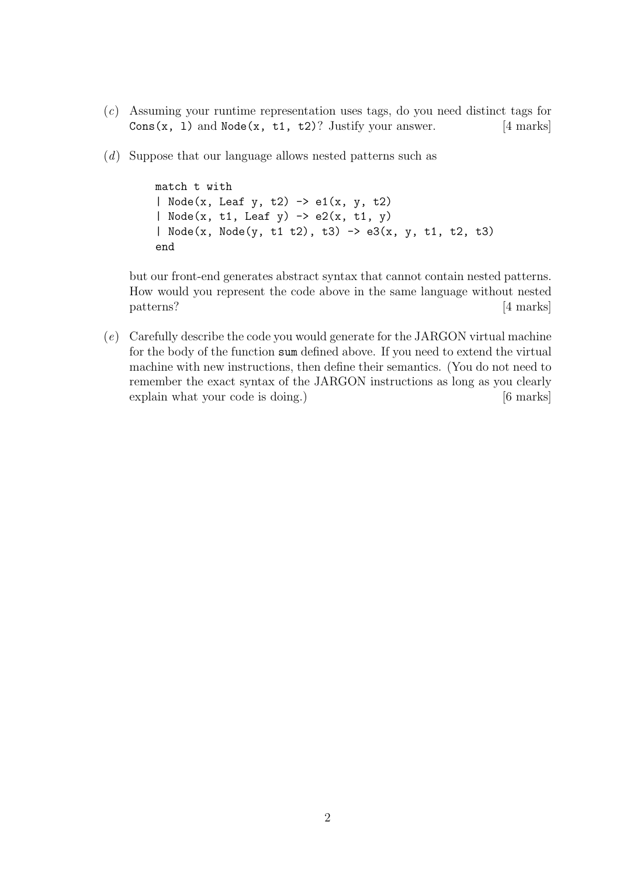(*c*) Assuming your runtime representation uses tags, do you need distinct tags for `Cons(x, l)` and `Node(x, t1, t2)`? Justify your answer. [4 marks]

(*d*) Suppose that our language allows nested patterns such as

```
match t with
| Node(x, Leaf y, t2) -> e1(x, y, t2)
| Node(x, t1, Leaf y) -> e2(x, t1, y)
| Node(x, Node(y, t1 t2), t3) -> e3(x, y, t1, t2, t3)
end
```

but our front-end generates abstract syntax that cannot contain nested patterns. How would you represent the code above in the same language without nested patterns? [4 marks]

(*e*) Carefully describe the code you would generate for the JARGON virtual machine for the body of the function `sum` defined above. If you need to extend the virtual machine with new instructions, then define their semantics. (You do not need to remember the exact syntax of the JARGON instructions as long as you clearly explain what your code is doing.) [6 marks]